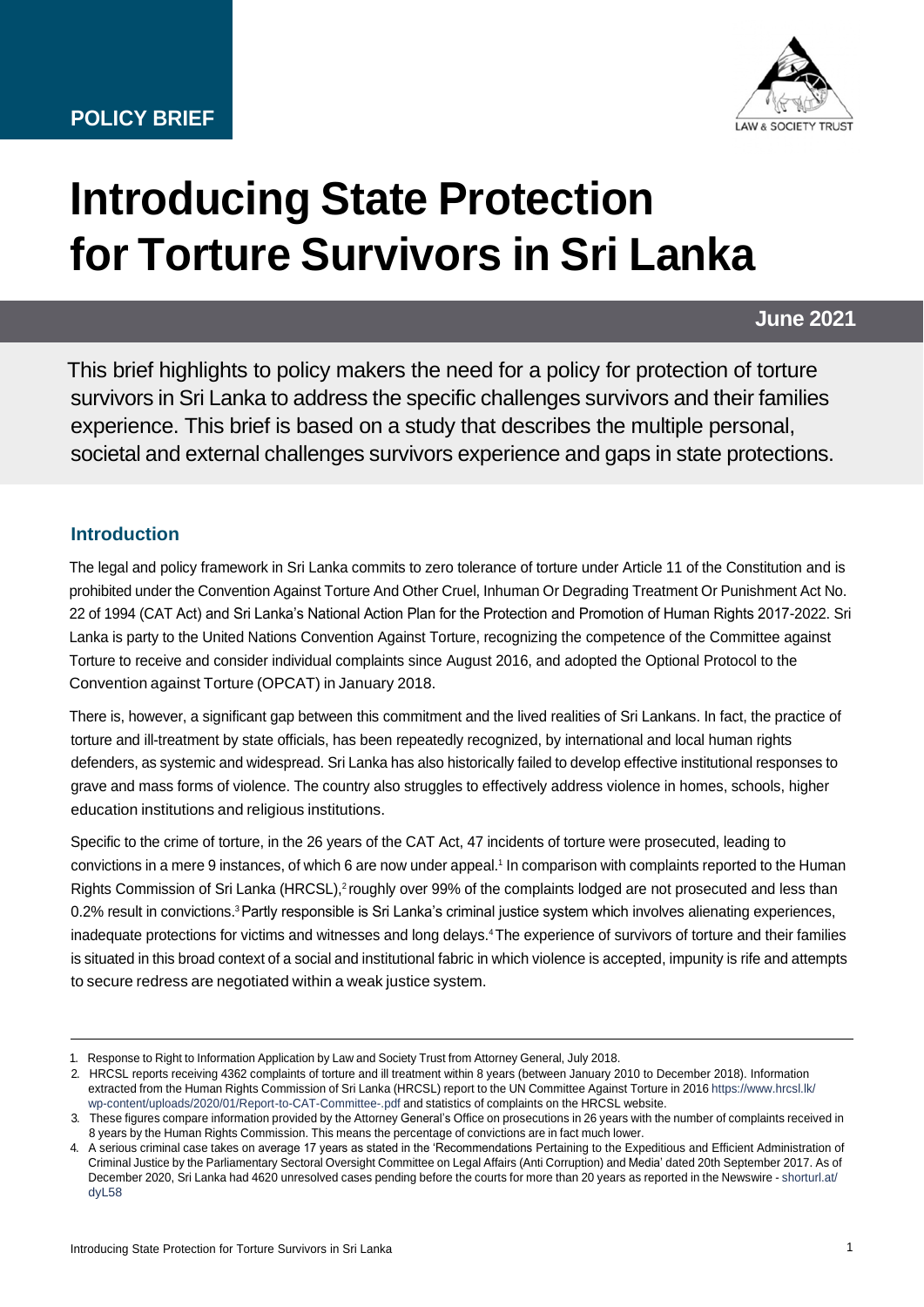POLICY BRIEF

LAW & SOCIETY TRUST

# Introducing State Protection for Torture Survivors in Sri Lanka

**June 2021**

This brief highlights to policy makers the need for a policy for protection of torture survivors in Sri Lanka to address the specific challenges survivors and their families experience. This brief is based on a study that describes the multiple personal, societal and external challenges survivors experience and gaps in state protections.

## Introduction

The legal and policy framework in Sri Lanka commits to zero tolerance of torture under Article 11 of the Constitution and is prohibited under the Convention Against Torture And Other Cruel, Inhuman Or Degrading Treatment Or Punishment Act No. 22 of 1994 (CAT Act) and Sri Lanka's National Action Plan for the Protection and Promotion of Human Rights 2017-2022. Sri Lanka is party to the United Nations Convention Against Torture, recognizing the competence of the Committee against Torture to receive and consider individual complaints since August 2016, and adopted the Optional Protocol to the Convention against Torture (OPCAT) in January 2018.

There is, however, a significant gap between this commitment and the lived realities of Sri Lankans. In fact, the practice of torture and ill-treatment by state officials, has been repeatedly recognized, by international and local human rights defenders, as systemic and widespread. Sri Lanka has also historically failed to develop effective institutional responses to grave and mass forms of violence. The country also struggles to effectively address violence in homes, schools, higher education institutions and religious institutions.

Specific to the crime of torture, in the 26 years of the CAT Act, 47 incidents of torture were prosecuted, leading to convictions in a mere 9 instances, of which 6 are now under appeal.[1] In comparison with complaints reported to the Human Rights Commission of Sri Lanka (HRCSL),[2] roughly over 99% of the complaints lodged are not prosecuted and less than 0.2% result in convictions.[3] Partly responsible is Sri Lanka's criminal justice system which involves alienating experiences, inadequate protections for victims and witnesses and long delays.[4] The experience of survivors of torture and their families is situated in this broad context of a social and institutional fabric in which violence is accepted, impunity is rife and attempts to secure redress are negotiated within a weak justice system.

---

1. Response to Right to Information Application by Law and Society Trust from Attorney General, July 2018.
2. HRCSL reports receiving 4362 complaints of torture and ill treatment within 8 years (between January 2010 to December 2018). Information extracted from the Human Rights Commission of Sri Lanka (HRCSL) report to the UN Committee Against Torture in 2016 https://www.hrcsl.lk/wp-content/uploads/2020/01/Report-to-CAT-Committee-.pdf and statistics of complaints on the HRCSL website.
3. These figures compare information provided by the Attorney General's Office on prosecutions in 26 years with the number of complaints received in 8 years by the Human Rights Commission. This means the percentage of convictions are in fact much lower.
4. A serious criminal case takes on average 17 years as stated in the 'Recommendations Pertaining to the Expeditious and Efficient Administration of Criminal Justice by the Parliamentary Sectoral Oversight Committee on Legal Affairs (Anti Corruption) and Media' dated 20th September 2017. As of December 2020, Sri Lanka had 4620 unresolved cases pending before the courts for more than 20 years as reported in the Newswire - shorturl.at/dyL58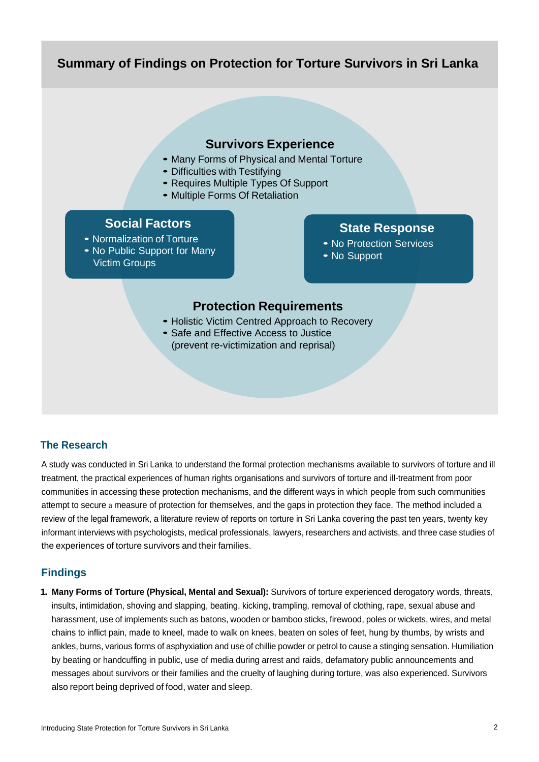## Summary of Findings on Protection for Torture Survivors in Sri Lanka

### Survivors Experience

- Many Forms of Physical and Mental Torture
- Difficulties with Testifying
- Requires Multiple Types Of Support
- Multiple Forms Of Retaliation

### Social Factors

- Normalization of Torture
- No Public Support for Many Victim Groups

### State Response

- No Protection Services
- No Support

### Protection Requirements

- Holistic Victim Centred Approach to Recovery
- Safe and Effective Access to Justice (prevent re-victimization and reprisal)

## The Research

A study was conducted in Sri Lanka to understand the formal protection mechanisms available to survivors of torture and ill treatment, the practical experiences of human rights organisations and survivors of torture and ill-treatment from poor communities in accessing these protection mechanisms, and the different ways in which people from such communities attempt to secure a measure of protection for themselves, and the gaps in protection they face. The method included a review of the legal framework, a literature review of reports on torture in Sri Lanka covering the past ten years, twenty key informant interviews with psychologists, medical professionals, lawyers, researchers and activists, and three case studies of the experiences of torture survivors and their families.

## Findings

1. **Many Forms of Torture (Physical, Mental and Sexual):** Survivors of torture experienced derogatory words, threats, insults, intimidation, shoving and slapping, beating, kicking, trampling, removal of clothing, rape, sexual abuse and harassment, use of implements such as batons, wooden or bamboo sticks, firewood, poles or wickets, wires, and metal chains to inflict pain, made to kneel, made to walk on knees, beaten on soles of feet, hung by thumbs, by wrists and ankles, burns, various forms of asphyxiation and use of chillie powder or petrol to cause a stinging sensation. Humiliation by beating or handcuffing in public, use of media during arrest and raids, defamatory public announcements and messages about survivors or their families and the cruelty of laughing during torture, was also experienced. Survivors also report being deprived of food, water and sleep.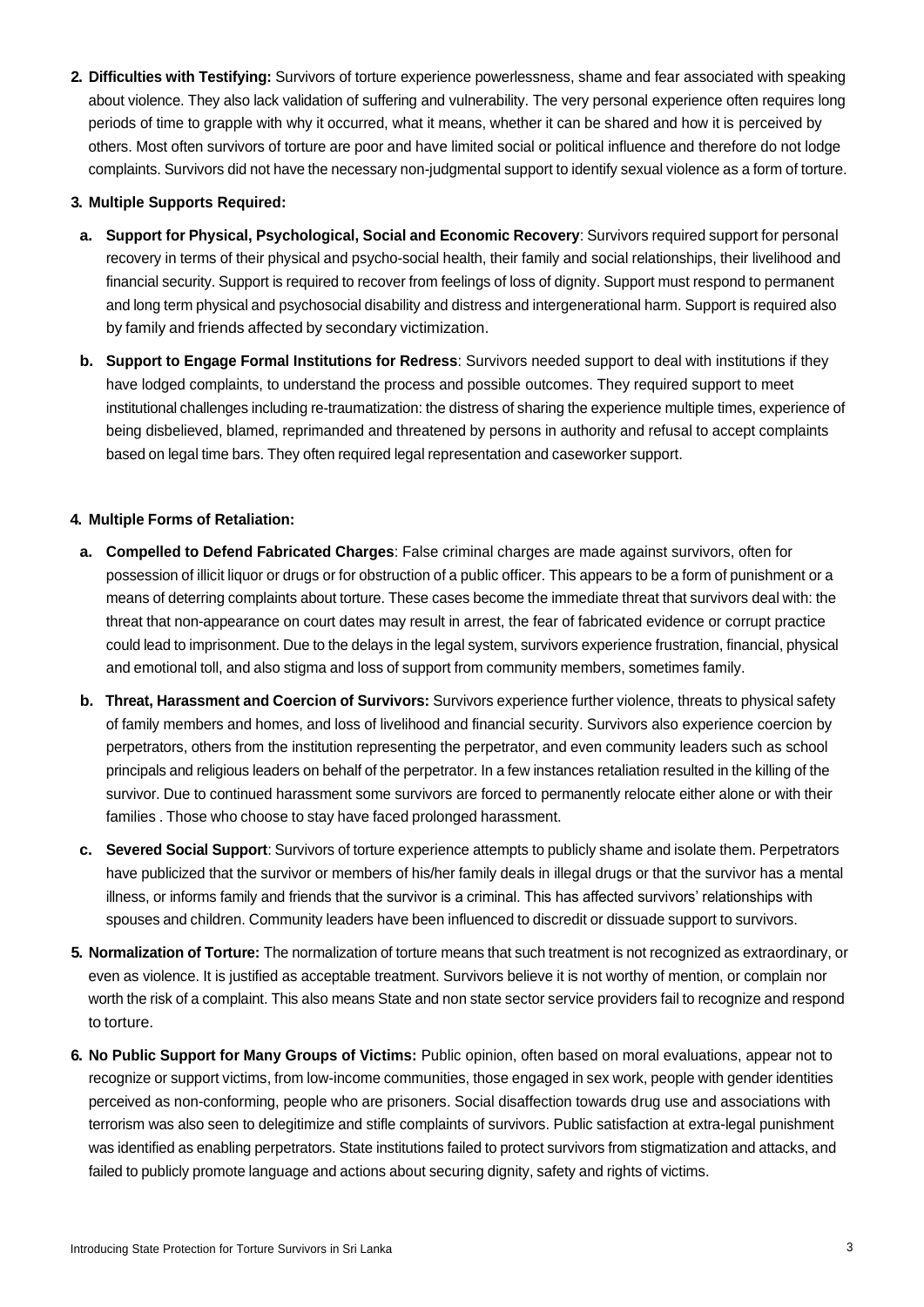2. **Difficulties with Testifying:** Survivors of torture experience powerlessness, shame and fear associated with speaking about violence. They also lack validation of suffering and vulnerability. The very personal experience often requires long periods of time to grapple with why it occurred, what it means, whether it can be shared and how it is perceived by others. Most often survivors of torture are poor and have limited social or political influence and therefore do not lodge complaints. Survivors did not have the necessary non-judgmental support to identify sexual violence as a form of torture.

3. **Multiple Supports Required:**

   a. **Support for Physical, Psychological, Social and Economic Recovery**: Survivors required support for personal recovery in terms of their physical and psycho-social health, their family and social relationships, their livelihood and financial security. Support is required to recover from feelings of loss of dignity. Support must respond to permanent and long term physical and psychosocial disability and distress and intergenerational harm. Support is required also by family and friends affected by secondary victimization.

   b. **Support to Engage Formal Institutions for Redress**: Survivors needed support to deal with institutions if they have lodged complaints, to understand the process and possible outcomes. They required support to meet institutional challenges including re-traumatization: the distress of sharing the experience multiple times, experience of being disbelieved, blamed, reprimanded and threatened by persons in authority and refusal to accept complaints based on legal time bars. They often required legal representation and caseworker support.

4. **Multiple Forms of Retaliation:**

   a. **Compelled to Defend Fabricated Charges**: False criminal charges are made against survivors, often for possession of illicit liquor or drugs or for obstruction of a public officer. This appears to be a form of punishment or a means of deterring complaints about torture. These cases become the immediate threat that survivors deal with: the threat that non-appearance on court dates may result in arrest, the fear of fabricated evidence or corrupt practice could lead to imprisonment. Due to the delays in the legal system, survivors experience frustration, financial, physical and emotional toll, and also stigma and loss of support from community members, sometimes family.

   b. **Threat, Harassment and Coercion of Survivors:** Survivors experience further violence, threats to physical safety of family members and homes, and loss of livelihood and financial security. Survivors also experience coercion by perpetrators, others from the institution representing the perpetrator, and even community leaders such as school principals and religious leaders on behalf of the perpetrator. In a few instances retaliation resulted in the killing of the survivor. Due to continued harassment some survivors are forced to permanently relocate either alone or with their families . Those who choose to stay have faced prolonged harassment.

   c. **Severed Social Support**: Survivors of torture experience attempts to publicly shame and isolate them. Perpetrators have publicized that the survivor or members of his/her family deals in illegal drugs or that the survivor has a mental illness, or informs family and friends that the survivor is a criminal. This has affected survivors' relationships with spouses and children. Community leaders have been influenced to discredit or dissuade support to survivors.

5. **Normalization of Torture:** The normalization of torture means that such treatment is not recognized as extraordinary, or even as violence. It is justified as acceptable treatment. Survivors believe it is not worthy of mention, or complain nor worth the risk of a complaint. This also means State and non state sector service providers fail to recognize and respond to torture.

6. **No Public Support for Many Groups of Victims:** Public opinion, often based on moral evaluations, appear not to recognize or support victims, from low-income communities, those engaged in sex work, people with gender identities perceived as non-conforming, people who are prisoners. Social disaffection towards drug use and associations with terrorism was also seen to delegitimize and stifle complaints of survivors. Public satisfaction at extra-legal punishment was identified as enabling perpetrators. State institutions failed to protect survivors from stigmatization and attacks, and failed to publicly promote language and actions about securing dignity, safety and rights of victims.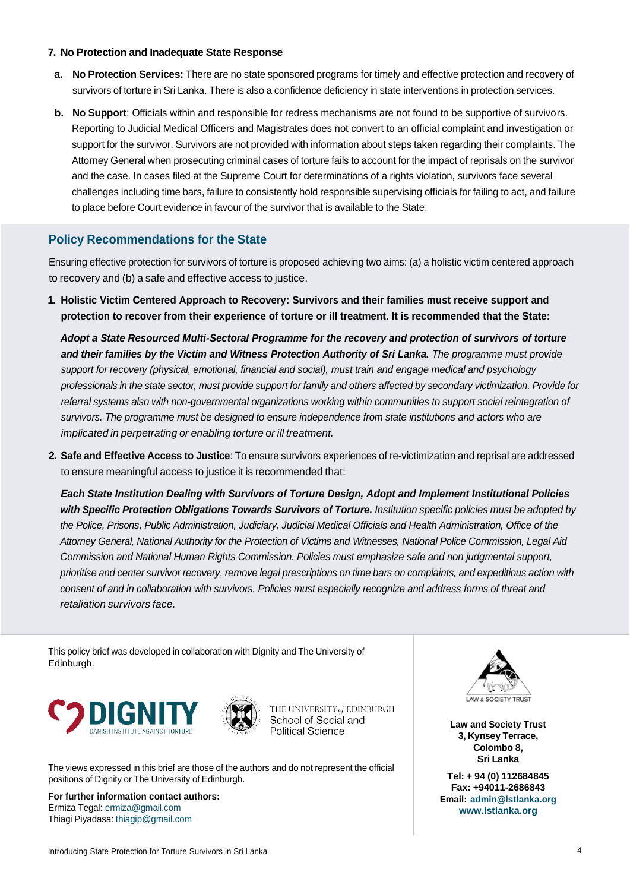**7. No Protection and Inadequate State Response**

a. **No Protection Services:** There are no state sponsored programs for timely and effective protection and recovery of survivors of torture in Sri Lanka. There is also a confidence deficiency in state interventions in protection services.

b. **No Support**: Officials within and responsible for redress mechanisms are not found to be supportive of survivors. Reporting to Judicial Medical Officers and Magistrates does not convert to an official complaint and investigation or support for the survivor. Survivors are not provided with information about steps taken regarding their complaints. The Attorney General when prosecuting criminal cases of torture fails to account for the impact of reprisals on the survivor and the case. In cases filed at the Supreme Court for determinations of a rights violation, survivors face several challenges including time bars, failure to consistently hold responsible supervising officials for failing to act, and failure to place before Court evidence in favour of the survivor that is available to the State.

## Policy Recommendations for the State

Ensuring effective protection for survivors of torture is proposed achieving two aims: (a) a holistic victim centered approach to recovery and (b) a safe and effective access to justice.

1. **Holistic Victim Centered Approach to Recovery: Survivors and their families must receive support and protection to recover from their experience of torture or ill treatment. It is recommended that the State:**

   ***Adopt a State Resourced Multi-Sectoral Programme for the recovery and protection of survivors of torture and their families by the Victim and Witness Protection Authority of Sri Lanka.*** *The programme must provide support for recovery (physical, emotional, financial and social), must train and engage medical and psychology professionals in the state sector, must provide support for family and others affected by secondary victimization. Provide for referral systems also with non-governmental organizations working within communities to support social reintegration of survivors. The programme must be designed to ensure independence from state institutions and actors who are implicated in perpetrating or enabling torture or ill treatment.*

2. **Safe and Effective Access to Justice**: To ensure survivors experiences of re-victimization and reprisal are addressed to ensure meaningful access to justice it is recommended that:

   ***Each State Institution Dealing with Survivors of Torture Design, Adopt and Implement Institutional Policies with Specific Protection Obligations Towards Survivors of Torture.*** *Institution specific policies must be adopted by the Police, Prisons, Public Administration, Judiciary, Judicial Medical Officials and Health Administration, Office of the Attorney General, National Authority for the Protection of Victims and Witnesses, National Police Commission, Legal Aid Commission and National Human Rights Commission. Policies must emphasize safe and non judgmental support, prioritise and center survivor recovery, remove legal prescriptions on time bars on complaints, and expeditious action with consent of and in collaboration with survivors. Policies must especially recognize and address forms of threat and retaliation survivors face.*

This policy brief was developed in collaboration with Dignity and The University of Edinburgh.

DIGNITY
DANISH INSTITUTE AGAINST TORTURE

THE UNIVERSITY of EDINBURGH
School of Social and Political Science

The views expressed in this brief are those of the authors and do not represent the official positions of Dignity or The University of Edinburgh.

**For further information contact authors:**
Ermiza Tegal: ermiza@gmail.com
Thiagi Piyadasa: thiagip@gmail.com

LAW & SOCIETY TRUST

**Law and Society Trust**
**3, Kynsey Terrace,**
**Colombo 8,**
**Sri Lanka**

**Tel: + 94 (0) 112684845**
**Fax: +94011-2686843**
**Email: admin@lstlanka.org**
**www.lstlanka.org**